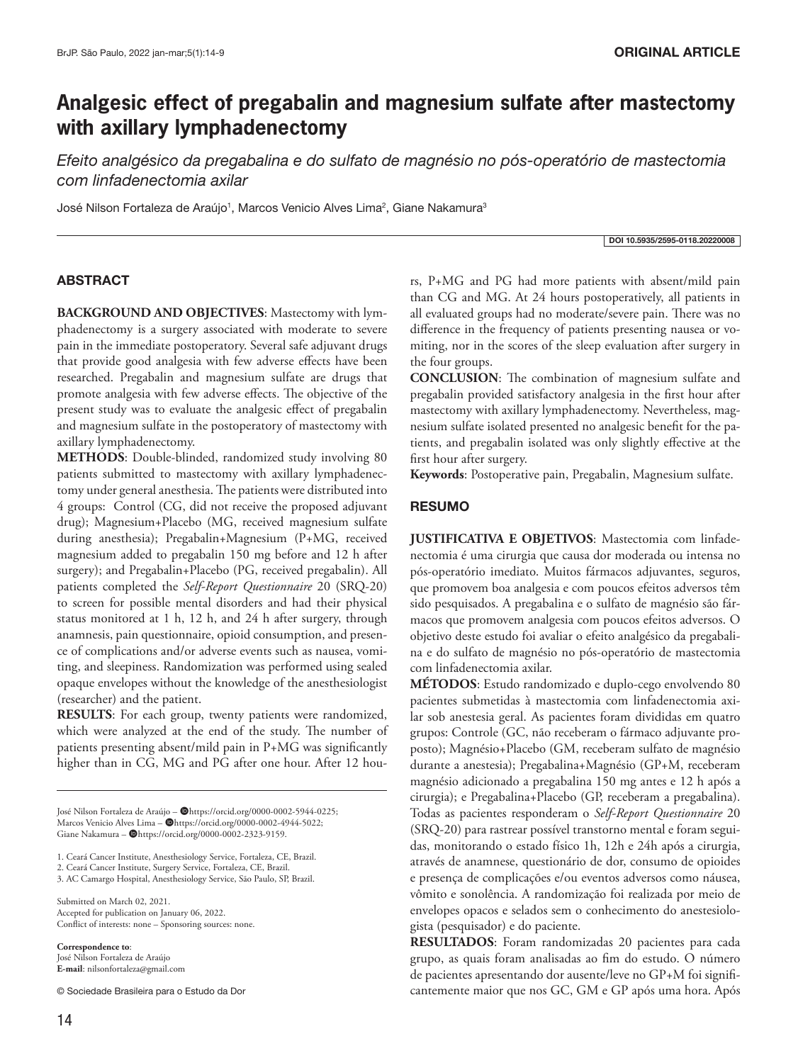ORIGINAL ARTICLE

# Analgesic effect of pregabalin and magnesium sulfate after mastectomy with axillary lymphadenectomy

*Efeito analgésico da pregabalina e do sulfato de magnésio no pós-operatório de mastectomia com linfadenectomia axilar*

José Nilson Fortaleza de Araújo[1], Marcos Venicio Alves Lima[2], Giane Nakamura[3]

DOI 10.5935/2595-0118.20220008

## ABSTRACT

**BACKGROUND AND OBJECTIVES**: Mastectomy with lymphadenectomy is a surgery associated with moderate to severe pain in the immediate postoperatory. Several safe adjuvant drugs that provide good analgesia with few adverse effects have been researched. Pregabalin and magnesium sulfate are drugs that promote analgesia with few adverse effects. The objective of the present study was to evaluate the analgesic effect of pregabalin and magnesium sulfate in the postoperatory of mastectomy with axillary lymphadenectomy.

**METHODS**: Double-blinded, randomized study involving 80 patients submitted to mastectomy with axillary lymphadenectomy under general anesthesia. The patients were distributed into 4 groups: Control (CG, did not receive the proposed adjuvant drug); Magnesium+Placebo (MG, received magnesium sulfate during anesthesia); Pregabalin+Magnesium (P+MG, received magnesium added to pregabalin 150 mg before and 12 h after surgery); and Pregabalin+Placebo (PG, received pregabalin). All patients completed the *Self-Report Questionnaire* 20 (SRQ-20) to screen for possible mental disorders and had their physical status monitored at 1 h, 12 h, and 24 h after surgery, through anamnesis, pain questionnaire, opioid consumption, and presence of complications and/or adverse events such as nausea, vomiting, and sleepiness. Randomization was performed using sealed opaque envelopes without the knowledge of the anesthesiologist (researcher) and the patient.

**RESULTS**: For each group, twenty patients were randomized, which were analyzed at the end of the study. The number of patients presenting absent/mild pain in P+MG was significantly higher than in CG, MG and PG after one hour. After 12 hours, P+MG and PG had more patients with absent/mild pain than CG and MG. At 24 hours postoperatively, all patients in all evaluated groups had no moderate/severe pain. There was no difference in the frequency of patients presenting nausea or vomiting, nor in the scores of the sleep evaluation after surgery in the four groups.

**CONCLUSION**: The combination of magnesium sulfate and pregabalin provided satisfactory analgesia in the first hour after mastectomy with axillary lymphadenectomy. Nevertheless, magnesium sulfate isolated presented no analgesic benefit for the patients, and pregabalin isolated was only slightly effective at the first hour after surgery.

**Keywords**: Postoperative pain, Pregabalin, Magnesium sulfate.

## RESUMO

**JUSTIFICATIVA E OBJETIVOS**: Mastectomia com linfadenectomia é uma cirurgia que causa dor moderada ou intensa no pós-operatório imediato. Muitos fármacos adjuvantes, seguros, que promovem boa analgesia e com poucos efeitos adversos têm sido pesquisados. A pregabalina e o sulfato de magnésio são fármacos que promovem analgesia com poucos efeitos adversos. O objetivo deste estudo foi avaliar o efeito analgésico da pregabalina e do sulfato de magnésio no pós-operatório de mastectomia com linfadenectomia axilar.

**MÉTODOS**: Estudo randomizado e duplo-cego envolvendo 80 pacientes submetidas à mastectomia com linfadenectomia axilar sob anestesia geral. As pacientes foram divididas em quatro grupos: Controle (GC, não receberam o fármaco adjuvante proposto); Magnésio+Placebo (GM, receberam sulfato de magnésio durante a anestesia); Pregabalina+Magnésio (GP+M, receberam magnésio adicionado a pregabalina 150 mg antes e 12 h após a cirurgia); e Pregabalina+Placebo (GP, receberam a pregabalina). Todas as pacientes responderam o *Self-Report Questionnaire* 20 (SRQ-20) para rastrear possível transtorno mental e foram seguidas, monitorando o estado físico 1h, 12h e 24h após a cirurgia, através de anamnese, questionário de dor, consumo de opioides e presença de complicações e/ou eventos adversos como náusea, vômito e sonolência. A randomização foi realizada por meio de envelopes opacos e selados sem o conhecimento do anestesiologista (pesquisador) e do paciente.

**RESULTADOS**: Foram randomizadas 20 pacientes para cada grupo, as quais foram analisadas ao fim do estudo. O número de pacientes apresentando dor ausente/leve no GP+M foi significantemente maior que nos GC, GM e GP após uma hora. Após

---

José Nilson Fortaleza de Araújo – https://orcid.org/0000-0002-5944-0225;
Marcos Venicio Alves Lima – https://orcid.org/0000-0002-4944-5022;
Giane Nakamura – https://orcid.org/0000-0002-2323-9159.

1. Ceará Cancer Institute, Anesthesiology Service, Fortaleza, CE, Brazil.
2. Ceará Cancer Institute, Surgery Service, Fortaleza, CE, Brazil.
3. AC Camargo Hospital, Anesthesiology Service, São Paulo, SP, Brazil.

Submitted on March 02, 2021.
Accepted for publication on January 06, 2022.
Conflict of interests: none – Sponsoring sources: none.

**Correspondence to**:
José Nilson Fortaleza de Araújo
**E-mail**: nilsonfortaleza@gmail.com

© Sociedade Brasileira para o Estudo da Dor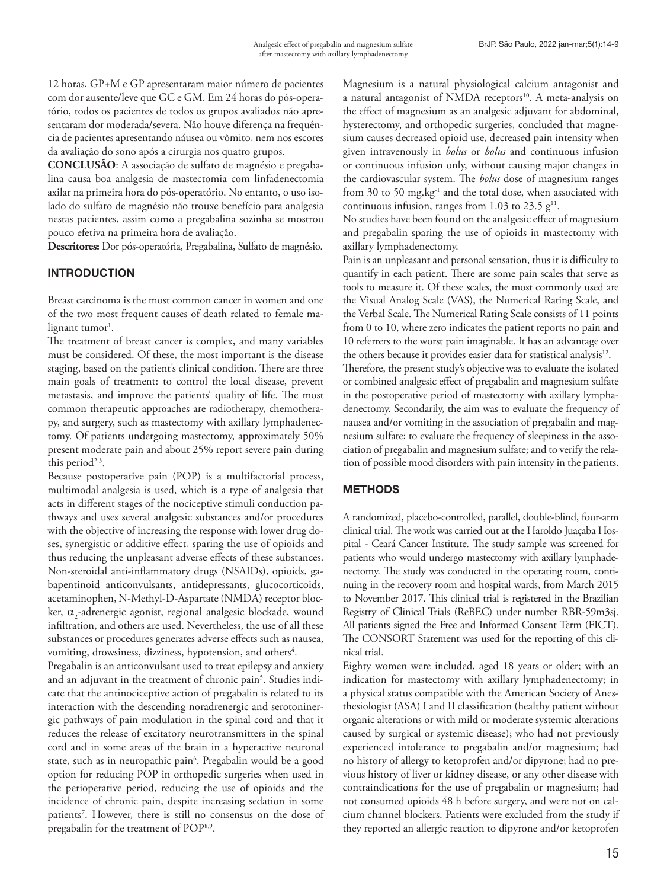12 horas, GP+M e GP apresentaram maior número de pacientes com dor ausente/leve que GC e GM. Em 24 horas do pós-operatório, todos os pacientes de todos os grupos avaliados não apresentaram dor moderada/severa. Não houve diferença na frequência de pacientes apresentando náusea ou vômito, nem nos escores da avaliação do sono após a cirurgia nos quatro grupos.

**CONCLUSÃO**: A associação de sulfato de magnésio e pregabalina causa boa analgesia de mastectomia com linfadenectomia axilar na primeira hora do pós-operatório. No entanto, o uso isolado do sulfato de magnésio não trouxe benefício para analgesia nestas pacientes, assim como a pregabalina sozinha se mostrou pouco efetiva na primeira hora de avaliação.

**Descritores:** Dor pós-operatória, Pregabalina, Sulfato de magnésio.

## INTRODUCTION

Breast carcinoma is the most common cancer in women and one of the two most frequent causes of death related to female malignant tumor[1].

The treatment of breast cancer is complex, and many variables must be considered. Of these, the most important is the disease staging, based on the patient's clinical condition. There are three main goals of treatment: to control the local disease, prevent metastasis, and improve the patients' quality of life. The most common therapeutic approaches are radiotherapy, chemotherapy, and surgery, such as mastectomy with axillary lymphadenectomy. Of patients undergoing mastectomy, approximately 50% present moderate pain and about 25% report severe pain during this period[2,3].

Because postoperative pain (POP) is a multifactorial process, multimodal analgesia is used, which is a type of analgesia that acts in different stages of the nociceptive stimuli conduction pathways and uses several analgesic substances and/or procedures with the objective of increasing the response with lower drug doses, synergistic or additive effect, sparing the use of opioids and thus reducing the unpleasant adverse effects of these substances. Non-steroidal anti-inflammatory drugs (NSAIDs), opioids, gabapentinoid anticonvulsants, antidepressants, glucocorticoids, acetaminophen, N-Methyl-D-Aspartate (NMDA) receptor blocker, $\alpha_2$-adrenergic agonist, regional analgesic blockade, wound infiltration, and others are used. Nevertheless, the use of all these substances or procedures generates adverse effects such as nausea, vomiting, drowsiness, dizziness, hypotension, and others[4].

Pregabalin is an anticonvulsant used to treat epilepsy and anxiety and an adjuvant in the treatment of chronic pain[5]. Studies indicate that the antinociceptive action of pregabalin is related to its interaction with the descending noradrenergic and serotoninergic pathways of pain modulation in the spinal cord and that it reduces the release of excitatory neurotransmitters in the spinal cord and in some areas of the brain in a hyperactive neuronal state, such as in neuropathic pain[6]. Pregabalin would be a good option for reducing POP in orthopedic surgeries when used in the perioperative period, reducing the use of opioids and the incidence of chronic pain, despite increasing sedation in some patients[7]. However, there is still no consensus on the dose of pregabalin for the treatment of POP[8,9].

Magnesium is a natural physiological calcium antagonist and a natural antagonist of NMDA receptors[10]. A meta-analysis on the effect of magnesium as an analgesic adjuvant for abdominal, hysterectomy, and orthopedic surgeries, concluded that magnesium causes decreased opioid use, decreased pain intensity when given intravenously in *bolus* or *bolus* and continuous infusion or continuous infusion only, without causing major changes in the cardiovascular system. The *bolus* dose of magnesium ranges from 30 to 50 $mg.kg^{-1}$ and the total dose, when associated with continuous infusion, ranges from 1.03 to 23.5 g[11].

No studies have been found on the analgesic effect of magnesium and pregabalin sparing the use of opioids in mastectomy with axillary lymphadenectomy.

Pain is an unpleasant and personal sensation, thus it is difficulty to quantify in each patient. There are some pain scales that serve as tools to measure it. Of these scales, the most commonly used are the Visual Analog Scale (VAS), the Numerical Rating Scale, and the Verbal Scale. The Numerical Rating Scale consists of 11 points from 0 to 10, where zero indicates the patient reports no pain and 10 referrers to the worst pain imaginable. It has an advantage over the others because it provides easier data for statistical analysis[12].

Therefore, the present study's objective was to evaluate the isolated or combined analgesic effect of pregabalin and magnesium sulfate in the postoperative period of mastectomy with axillary lymphadenectomy. Secondarily, the aim was to evaluate the frequency of nausea and/or vomiting in the association of pregabalin and magnesium sulfate; to evaluate the frequency of sleepiness in the association of pregabalin and magnesium sulfate; and to verify the relation of possible mood disorders with pain intensity in the patients.

## METHODS

A randomized, placebo-controlled, parallel, double-blind, four-arm clinical trial. The work was carried out at the Haroldo Juaçaba Hospital - Ceará Cancer Institute. The study sample was screened for patients who would undergo mastectomy with axillary lymphadenectomy. The study was conducted in the operating room, continuing in the recovery room and hospital wards, from March 2015 to November 2017. This clinical trial is registered in the Brazilian Registry of Clinical Trials (ReBEC) under number RBR-59m3sj. All patients signed the Free and Informed Consent Term (FICT). The CONSORT Statement was used for the reporting of this clinical trial.

Eighty women were included, aged 18 years or older; with an indication for mastectomy with axillary lymphadenectomy; in a physical status compatible with the American Society of Anesthesiologist (ASA) I and II classification (healthy patient without organic alterations or with mild or moderate systemic alterations caused by surgical or systemic disease); who had not previously experienced intolerance to pregabalin and/or magnesium; had no history of allergy to ketoprofen and/or dipyrone; had no previous history of liver or kidney disease, or any other disease with contraindications for the use of pregabalin or magnesium; had not consumed opioids 48 h before surgery, and were not on calcium channel blockers. Patients were excluded from the study if they reported an allergic reaction to dipyrone and/or ketoprofen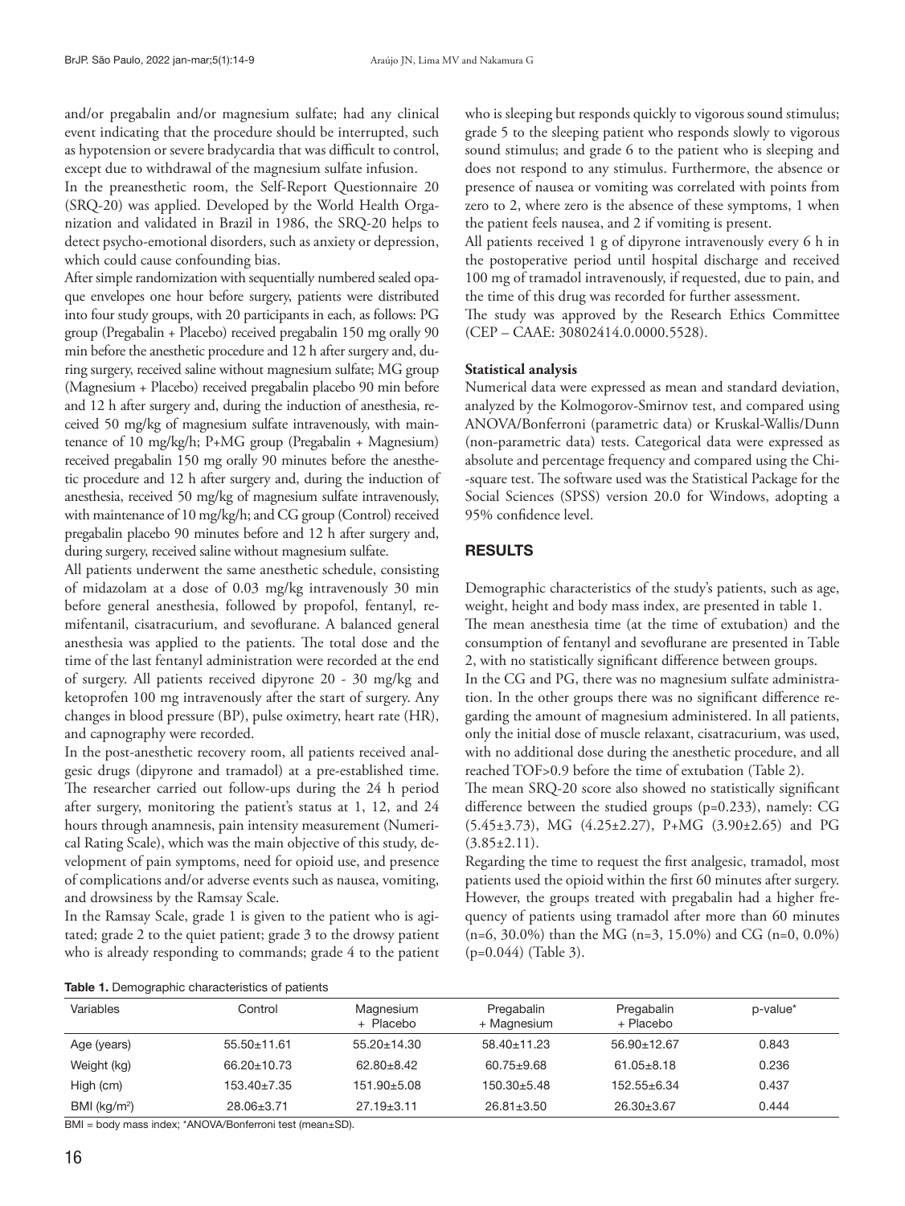and/or pregabalin and/or magnesium sulfate; had any clinical event indicating that the procedure should be interrupted, such as hypotension or severe bradycardia that was difficult to control, except due to withdrawal of the magnesium sulfate infusion.

In the preanesthetic room, the Self-Report Questionnaire 20 (SRQ-20) was applied. Developed by the World Health Organization and validated in Brazil in 1986, the SRQ-20 helps to detect psycho-emotional disorders, such as anxiety or depression, which could cause confounding bias.

After simple randomization with sequentially numbered sealed opaque envelopes one hour before surgery, patients were distributed into four study groups, with 20 participants in each, as follows: PG group (Pregabalin + Placebo) received pregabalin 150 mg orally 90 min before the anesthetic procedure and 12 h after surgery and, during surgery, received saline without magnesium sulfate; MG group (Magnesium + Placebo) received pregabalin placebo 90 min before and 12 h after surgery and, during the induction of anesthesia, received 50 mg/kg of magnesium sulfate intravenously, with maintenance of 10 mg/kg/h; P+MG group (Pregabalin + Magnesium) received pregabalin 150 mg orally 90 minutes before the anesthetic procedure and 12 h after surgery and, during the induction of anesthesia, received 50 mg/kg of magnesium sulfate intravenously, with maintenance of 10 mg/kg/h; and CG group (Control) received pregabalin placebo 90 minutes before and 12 h after surgery and, during surgery, received saline without magnesium sulfate.

All patients underwent the same anesthetic schedule, consisting of midazolam at a dose of 0.03 mg/kg intravenously 30 min before general anesthesia, followed by propofol, fentanyl, remifentanil, cisatracurium, and sevoflurane. A balanced general anesthesia was applied to the patients. The total dose and the time of the last fentanyl administration were recorded at the end of surgery. All patients received dipyrone 20 - 30 mg/kg and ketoprofen 100 mg intravenously after the start of surgery. Any changes in blood pressure (BP), pulse oximetry, heart rate (HR), and capnography were recorded.

In the post-anesthetic recovery room, all patients received analgesic drugs (dipyrone and tramadol) at a pre-established time. The researcher carried out follow-ups during the 24 h period after surgery, monitoring the patient's status at 1, 12, and 24 hours through anamnesis, pain intensity measurement (Numerical Rating Scale), which was the main objective of this study, development of pain symptoms, need for opioid use, and presence of complications and/or adverse events such as nausea, vomiting, and drowsiness by the Ramsay Scale.

In the Ramsay Scale, grade 1 is given to the patient who is agitated; grade 2 to the quiet patient; grade 3 to the drowsy patient who is already responding to commands; grade 4 to the patient who is sleeping but responds quickly to vigorous sound stimulus; grade 5 to the sleeping patient who responds slowly to vigorous sound stimulus; and grade 6 to the patient who is sleeping and does not respond to any stimulus. Furthermore, the absence or presence of nausea or vomiting was correlated with points from zero to 2, where zero is the absence of these symptoms, 1 when the patient feels nausea, and 2 if vomiting is present.

All patients received 1 g of dipyrone intravenously every 6 h in the postoperative period until hospital discharge and received 100 mg of tramadol intravenously, if requested, due to pain, and the time of this drug was recorded for further assessment.

The study was approved by the Research Ethics Committee (CEP – CAAE: 30802414.0.0000.5528).

### Statistical analysis

Numerical data were expressed as mean and standard deviation, analyzed by the Kolmogorov-Smirnov test, and compared using ANOVA/Bonferroni (parametric data) or Kruskal-Wallis/Dunn (non-parametric data) tests. Categorical data were expressed as absolute and percentage frequency and compared using the Chi-square test. The software used was the Statistical Package for the Social Sciences (SPSS) version 20.0 for Windows, adopting a 95% confidence level.

## RESULTS

Demographic characteristics of the study's patients, such as age, weight, height and body mass index, are presented in table 1.

The mean anesthesia time (at the time of extubation) and the consumption of fentanyl and sevoflurane are presented in Table 2, with no statistically significant difference between groups.

In the CG and PG, there was no magnesium sulfate administration. In the other groups there was no significant difference regarding the amount of magnesium administered. In all patients, only the initial dose of muscle relaxant, cisatracurium, was used, with no additional dose during the anesthetic procedure, and all reached TOF>0.9 before the time of extubation (Table 2).

The mean SRQ-20 score also showed no statistically significant difference between the studied groups (p=0.233), namely: CG (5.45±3.73), MG (4.25±2.27), P+MG (3.90±2.65) and PG (3.85±2.11).

Regarding the time to request the first analgesic, tramadol, most patients used the opioid within the first 60 minutes after surgery. However, the groups treated with pregabalin had a higher frequency of patients using tramadol after more than 60 minutes (n=6, 30.0%) than the MG (n=3, 15.0%) and CG (n=0, 0.0%) (p=0.044) (Table 3).

**Table 1.** Demographic characteristics of patients

| Variables | Control | Magnesium + Placebo | Pregabalin + Magnesium | Pregabalin + Placebo | p-value* |
|---|---|---|---|---|---|
| Age (years) | 55.50±11.61 | 55.20±14.30 | 58.40±11.23 | 56.90±12.67 | 0.843 |
| Weight (kg) | 66.20±10.73 | 62.80±8.42 | 60.75±9.68 | 61.05±8.18 | 0.236 |
| High (cm) | 153.40±7.35 | 151.90±5.08 | 150.30±5.48 | 152.55±6.34 | 0.437 |
| BMI (kg/m²) | 28.06±3.71 | 27.19±3.11 | 26.81±3.50 | 26.30±3.67 | 0.444 |

BMI = body mass index; *ANOVA/Bonferroni test (mean±SD).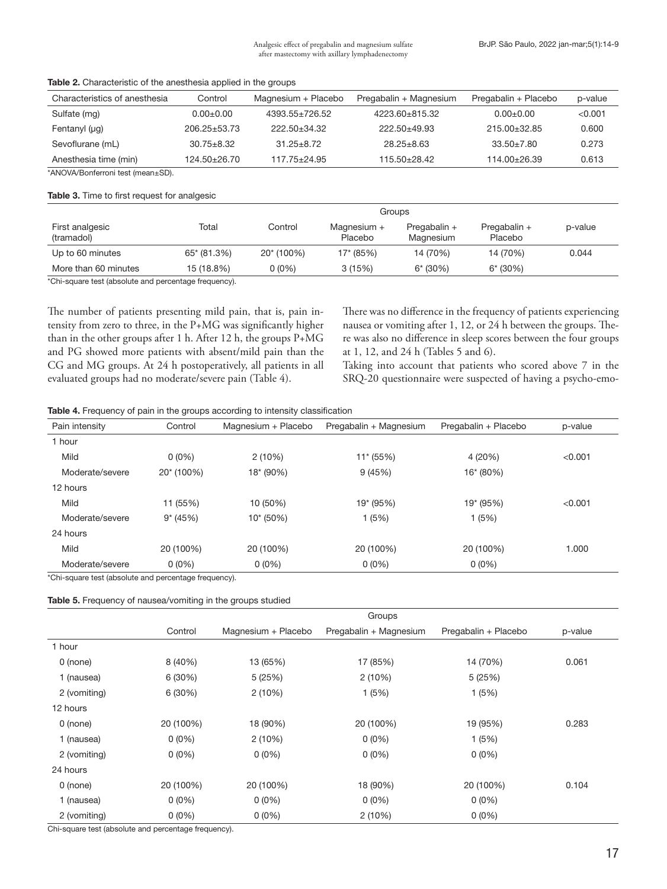**Table 2.** Characteristic of the anesthesia applied in the groups

| Characteristics of anesthesia | Control | Magnesium + Placebo | Pregabalin + Magnesium | Pregabalin + Placebo | p-value |
|---|---|---|---|---|---|
| Sulfate (mg) | 0.00±0.00 | 4393.55±726.52 | 4223.60±815.32 | 0.00±0.00 | <0.001 |
| Fentanyl (µg) | 206.25±53.73 | 222.50±34.32 | 222.50±49.93 | 215.00±32.85 | 0.600 |
| Sevoflurane (mL) | 30.75±8.32 | 31.25±8.72 | 28.25±8.63 | 33.50±7.80 | 0.273 |
| Anesthesia time (min) | 124.50±26.70 | 117.75±24.95 | 115.50±28.42 | 114.00±26.39 | 0.613 |

*ANOVA/Bonferroni test (mean±SD).

**Table 3.** Time to first request for analgesic

| | | Groups | | | | |
|---|---|---|---|---|---|---|
| First analgesic (tramadol) | Total | Control | Magnesium + Placebo | Pregabalin + Magnesium | Pregabalin + Placebo | p-value |
| Up to 60 minutes | 65* (81.3%) | 20* (100%) | 17* (85%) | 14 (70%) | 14 (70%) | 0.044 |
| More than 60 minutes | 15 (18.8%) | 0 (0%) | 3 (15%) | 6* (30%) | 6* (30%) | |

*Chi-square test (absolute and percentage frequency).

The number of patients presenting mild pain, that is, pain intensity from zero to three, in the P+MG was significantly higher than in the other groups after 1 h. After 12 h, the groups P+MG and PG showed more patients with absent/mild pain than the CG and MG groups. At 24 h postoperatively, all patients in all evaluated groups had no moderate/severe pain (Table 4).

There was no difference in the frequency of patients experiencing nausea or vomiting after 1, 12, or 24 h between the groups. There was also no difference in sleep scores between the four groups at 1, 12, and 24 h (Tables 5 and 6).

Taking into account that patients who scored above 7 in the SRQ-20 questionnaire were suspected of having a psycho-emo-

**Table 4.** Frequency of pain in the groups according to intensity classification

| Pain intensity | Control | Magnesium + Placebo | Pregabalin + Magnesium | Pregabalin + Placebo | p-value |
|---|---|---|---|---|---|
| 1 hour | | | | | |
| Mild | 0 (0%) | 2 (10%) | 11* (55%) | 4 (20%) | <0.001 |
| Moderate/severe | 20* (100%) | 18* (90%) | 9 (45%) | 16* (80%) | |
| 12 hours | | | | | |
| Mild | 11 (55%) | 10 (50%) | 19* (95%) | 19* (95%) | <0.001 |
| Moderate/severe | 9* (45%) | 10* (50%) | 1 (5%) | 1 (5%) | |
| 24 hours | | | | | |
| Mild | 20 (100%) | 20 (100%) | 20 (100%) | 20 (100%) | 1.000 |
| Moderate/severe | 0 (0%) | 0 (0%) | 0 (0%) | 0 (0%) | |

*Chi-square test (absolute and percentage frequency).

**Table 5.** Frequency of nausea/vomiting in the groups studied

| | Groups | | | | |
|---|---|---|---|---|---|
| | Control | Magnesium + Placebo | Pregabalin + Magnesium | Pregabalin + Placebo | p-value |
| 1 hour | | | | | |
| 0 (none) | 8 (40%) | 13 (65%) | 17 (85%) | 14 (70%) | 0.061 |
| 1 (nausea) | 6 (30%) | 5 (25%) | 2 (10%) | 5 (25%) | |
| 2 (vomiting) | 6 (30%) | 2 (10%) | 1 (5%) | 1 (5%) | |
| 12 hours | | | | | |
| 0 (none) | 20 (100%) | 18 (90%) | 20 (100%) | 19 (95%) | 0.283 |
| 1 (nausea) | 0 (0%) | 2 (10%) | 0 (0%) | 1 (5%) | |
| 2 (vomiting) | 0 (0%) | 0 (0%) | 0 (0%) | 0 (0%) | |
| 24 hours | | | | | |
| 0 (none) | 20 (100%) | 20 (100%) | 18 (90%) | 20 (100%) | 0.104 |
| 1 (nausea) | 0 (0%) | 0 (0%) | 0 (0%) | 0 (0%) | |
| 2 (vomiting) | 0 (0%) | 0 (0%) | 2 (10%) | 0 (0%) | |

Chi-square test (absolute and percentage frequency).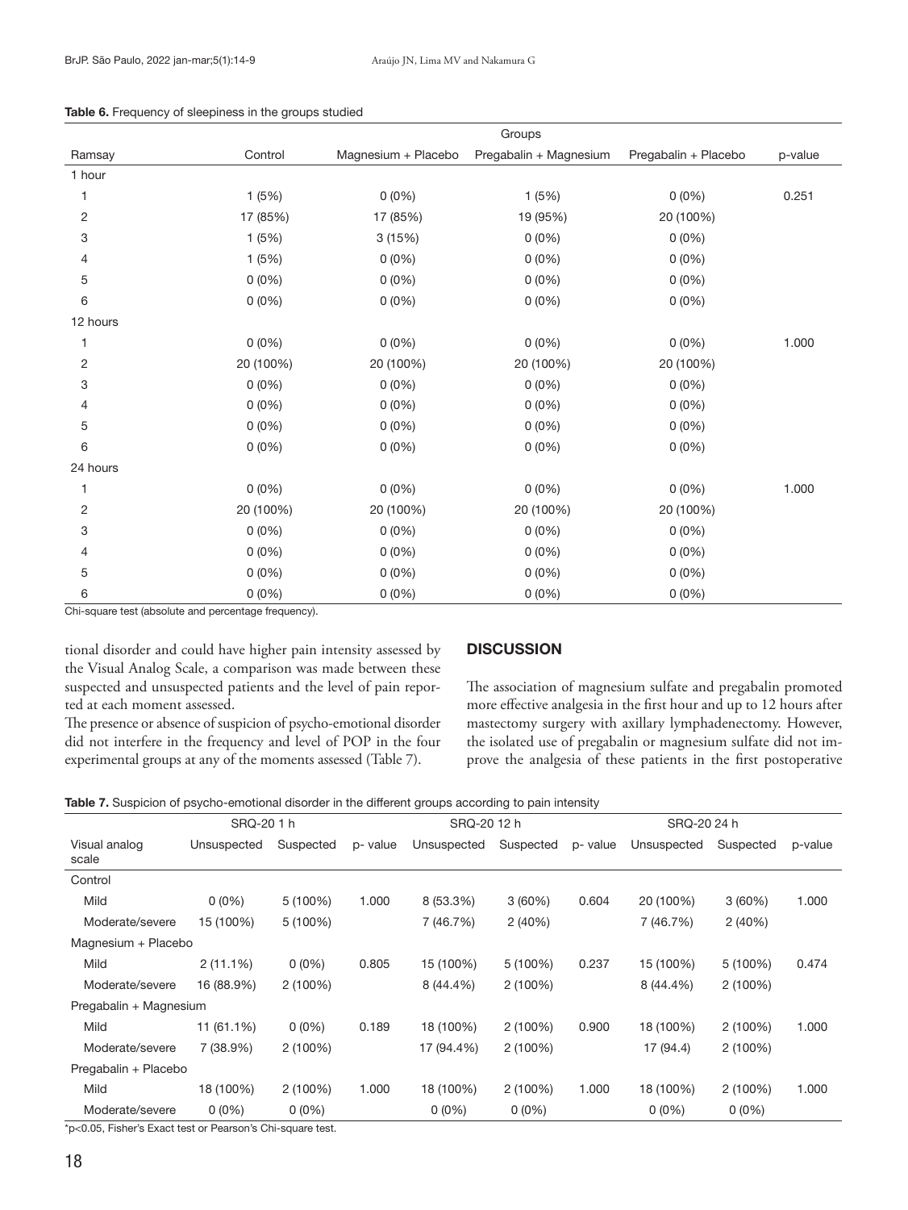**Table 6.** Frequency of sleepiness in the groups studied

| | Groups | | | | |
|---|---|---|---|---|---|
| Ramsay | Control | Magnesium + Placebo | Pregabalin + Magnesium | Pregabalin + Placebo | p-value |
| 1 hour | | | | | |
| 1 | 1 (5%) | 0 (0%) | 1 (5%) | 0 (0%) | 0.251 |
| 2 | 17 (85%) | 17 (85%) | 19 (95%) | 20 (100%) | |
| 3 | 1 (5%) | 3 (15%) | 0 (0%) | 0 (0%) | |
| 4 | 1 (5%) | 0 (0%) | 0 (0%) | 0 (0%) | |
| 5 | 0 (0%) | 0 (0%) | 0 (0%) | 0 (0%) | |
| 6 | 0 (0%) | 0 (0%) | 0 (0%) | 0 (0%) | |
| 12 hours | | | | | |
| 1 | 0 (0%) | 0 (0%) | 0 (0%) | 0 (0%) | 1.000 |
| 2 | 20 (100%) | 20 (100%) | 20 (100%) | 20 (100%) | |
| 3 | 0 (0%) | 0 (0%) | 0 (0%) | 0 (0%) | |
| 4 | 0 (0%) | 0 (0%) | 0 (0%) | 0 (0%) | |
| 5 | 0 (0%) | 0 (0%) | 0 (0%) | 0 (0%) | |
| 6 | 0 (0%) | 0 (0%) | 0 (0%) | 0 (0%) | |
| 24 hours | | | | | |
| 1 | 0 (0%) | 0 (0%) | 0 (0%) | 0 (0%) | 1.000 |
| 2 | 20 (100%) | 20 (100%) | 20 (100%) | 20 (100%) | |
| 3 | 0 (0%) | 0 (0%) | 0 (0%) | 0 (0%) | |
| 4 | 0 (0%) | 0 (0%) | 0 (0%) | 0 (0%) | |
| 5 | 0 (0%) | 0 (0%) | 0 (0%) | 0 (0%) | |
| 6 | 0 (0%) | 0 (0%) | 0 (0%) | 0 (0%) | |

Chi-square test (absolute and percentage frequency).

tional disorder and could have higher pain intensity assessed by the Visual Analog Scale, a comparison was made between these suspected and unsuspected patients and the level of pain reported at each moment assessed.

The presence or absence of suspicion of psycho-emotional disorder did not interfere in the frequency and level of POP in the four experimental groups at any of the moments assessed (Table 7).

## DISCUSSION

The association of magnesium sulfate and pregabalin promoted more effective analgesia in the first hour and up to 12 hours after mastectomy surgery with axillary lymphadenectomy. However, the isolated use of pregabalin or magnesium sulfate did not improve the analgesia of these patients in the first postoperative

**Table 7.** Suspicion of psycho-emotional disorder in the different groups according to pain intensity

| | SRQ-20 1 h | | | SRQ-20 12 h | | | SRQ-20 24 h | | |
|---|---|---|---|---|---|---|---|---|---|
| Visual analog scale | Unsuspected | Suspected | p- value | Unsuspected | Suspected | p- value | Unsuspected | Suspected | p-value |
| Control | | | | | | | | | |
| Mild | 0 (0%) | 5 (100%) | 1.000 | 8 (53.3%) | 3 (60%) | 0.604 | 20 (100%) | 3 (60%) | 1.000 |
| Moderate/severe | 15 (100%) | 5 (100%) | | 7 (46.7%) | 2 (40%) | | 7 (46.7%) | 2 (40%) | |
| Magnesium + Placebo | | | | | | | | | |
| Mild | 2 (11.1%) | 0 (0%) | 0.805 | 15 (100%) | 5 (100%) | 0.237 | 15 (100%) | 5 (100%) | 0.474 |
| Moderate/severe | 16 (88.9%) | 2 (100%) | | 8 (44.4%) | 2 (100%) | | 8 (44.4%) | 2 (100%) | |
| Pregabalin + Magnesium | | | | | | | | | |
| Mild | 11 (61.1%) | 0 (0%) | 0.189 | 18 (100%) | 2 (100%) | 0.900 | 18 (100%) | 2 (100%) | 1.000 |
| Moderate/severe | 7 (38.9%) | 2 (100%) | | 17 (94.4%) | 2 (100%) | | 17 (94.4) | 2 (100%) | |
| Pregabalin + Placebo | | | | | | | | | |
| Mild | 18 (100%) | 2 (100%) | 1.000 | 18 (100%) | 2 (100%) | 1.000 | 18 (100%) | 2 (100%) | 1.000 |
| Moderate/severe | 0 (0%) | 0 (0%) | | 0 (0%) | 0 (0%) | | 0 (0%) | 0 (0%) | |

*p<0.05, Fisher's Exact test or Pearson's Chi-square test.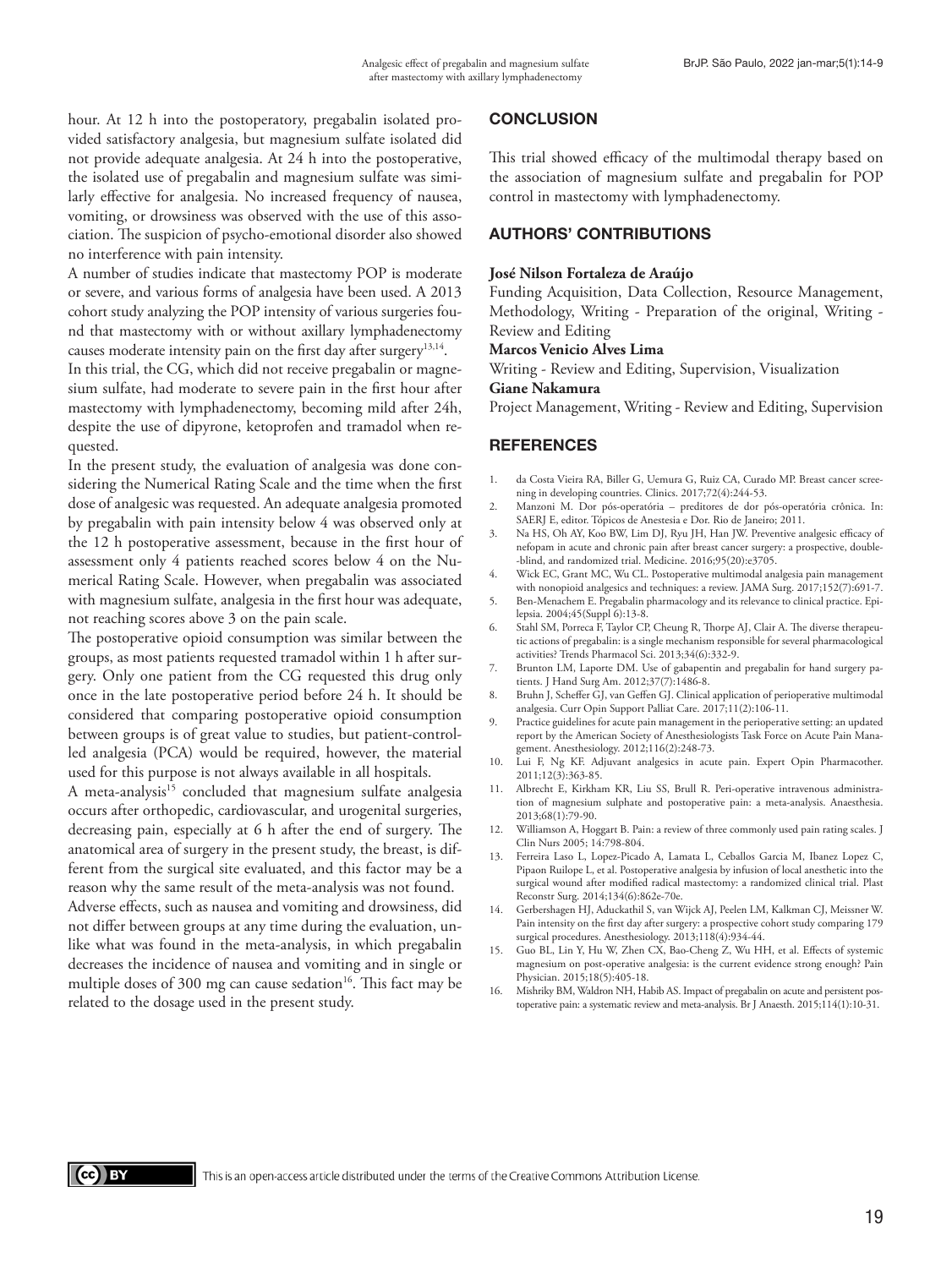hour. At 12 h into the postoperatory, pregabalin isolated provided satisfactory analgesia, but magnesium sulfate isolated did not provide adequate analgesia. At 24 h into the postoperative, the isolated use of pregabalin and magnesium sulfate was similarly effective for analgesia. No increased frequency of nausea, vomiting, or drowsiness was observed with the use of this association. The suspicion of psycho-emotional disorder also showed no interference with pain intensity.

A number of studies indicate that mastectomy POP is moderate or severe, and various forms of analgesia have been used. A 2013 cohort study analyzing the POP intensity of various surgeries found that mastectomy with or without axillary lymphadenectomy causes moderate intensity pain on the first day after surgery[13,14].

In this trial, the CG, which did not receive pregabalin or magnesium sulfate, had moderate to severe pain in the first hour after mastectomy with lymphadenectomy, becoming mild after 24h, despite the use of dipyrone, ketoprofen and tramadol when requested.

In the present study, the evaluation of analgesia was done considering the Numerical Rating Scale and the time when the first dose of analgesic was requested. An adequate analgesia promoted by pregabalin with pain intensity below 4 was observed only at the 12 h postoperative assessment, because in the first hour of assessment only 4 patients reached scores below 4 on the Numerical Rating Scale. However, when pregabalin was associated with magnesium sulfate, analgesia in the first hour was adequate, not reaching scores above 3 on the pain scale.

The postoperative opioid consumption was similar between the groups, as most patients requested tramadol within 1 h after surgery. Only one patient from the CG requested this drug only once in the late postoperative period before 24 h. It should be considered that comparing postoperative opioid consumption between groups is of great value to studies, but patient-controlled analgesia (PCA) would be required, however, the material used for this purpose is not always available in all hospitals.

A meta-analysis[15] concluded that magnesium sulfate analgesia occurs after orthopedic, cardiovascular, and urogenital surgeries, decreasing pain, especially at 6 h after the end of surgery. The anatomical area of surgery in the present study, the breast, is different from the surgical site evaluated, and this factor may be a reason why the same result of the meta-analysis was not found.

Adverse effects, such as nausea and vomiting and drowsiness, did not differ between groups at any time during the evaluation, unlike what was found in the meta-analysis, in which pregabalin decreases the incidence of nausea and vomiting and in single or multiple doses of 300 mg can cause sedation[16]. This fact may be related to the dosage used in the present study.

## CONCLUSION

This trial showed efficacy of the multimodal therapy based on the association of magnesium sulfate and pregabalin for POP control in mastectomy with lymphadenectomy.

## AUTHORS' CONTRIBUTIONS

**José Nilson Fortaleza de Araújo**
Funding Acquisition, Data Collection, Resource Management, Methodology, Writing - Preparation of the original, Writing - Review and Editing

**Marcos Venicio Alves Lima**
Writing - Review and Editing, Supervision, Visualization

**Giane Nakamura**
Project Management, Writing - Review and Editing, Supervision

## REFERENCES

1. da Costa Vieira RA, Biller G, Uemura G, Ruiz CA, Curado MP. Breast cancer screening in developing countries. Clinics. 2017;72(4):244-53.
2. Manzoni M. Dor pós-operatória – preditores de dor pós-operatória crônica. In: SAERJ E, editor. Tópicos de Anestesia e Dor. Rio de Janeiro; 2011.
3. Na HS, Oh AY, Koo BW, Lim DJ, Ryu JH, Han JW. Preventive analgesic efficacy of nefopam in acute and chronic pain after breast cancer surgery: a prospective, double-blind, and randomized trial. Medicine. 2016;95(20):e3705.
4. Wick EC, Grant MC, Wu CL. Postoperative multimodal analgesia pain management with nonopioid analgesics and techniques: a review. JAMA Surg. 2017;152(7):691-7.
5. Ben-Menachem E. Pregabalin pharmacology and its relevance to clinical practice. Epilepsia. 2004;45(Suppl 6):13-8.
6. Stahl SM, Porreca F, Taylor CP, Cheung R, Thorpe AJ, Clair A. The diverse therapeutic actions of pregabalin: is a single mechanism responsible for several pharmacological activities? Trends Pharmacol Sci. 2013;34(6):332-9.
7. Brunton LM, Laporte DM. Use of gabapentin and pregabalin for hand surgery patients. J Hand Surg Am. 2012;37(7):1486-8.
8. Bruhn J, Scheffer GJ, van Geffen GJ. Clinical application of perioperative multimodal analgesia. Curr Opin Support Palliat Care. 2017;11(2):106-11.
9. Practice guidelines for acute pain management in the perioperative setting: an updated report by the American Society of Anesthesiologists Task Force on Acute Pain Management. Anesthesiology. 2012;116(2):248-73.
10. Lui F, Ng KF. Adjuvant analgesics in acute pain. Expert Opin Pharmacother. 2011;12(3):363-85.
11. Albrecht E, Kirkham KR, Liu SS, Brull R. Peri-operative intravenous administration of magnesium sulphate and postoperative pain: a meta-analysis. Anaesthesia. 2013;68(1):79-90.
12. Williamson A, Hoggart B. Pain: a review of three commonly used pain rating scales. J Clin Nurs 2005; 14:798-804.
13. Ferreira Laso L, Lopez-Picado A, Lamata L, Ceballos Garcia M, Ibanez Lopez C, Pipaon Ruilope L, et al. Postoperative analgesia by infusion of local anesthetic into the surgical wound after modified radical mastectomy: a randomized clinical trial. Plast Reconstr Surg. 2014;134(6):862e-70e.
14. Gerbershagen HJ, Aduckathil S, van Wijck AJ, Peelen LM, Kalkman CJ, Meissner W. Pain intensity on the first day after surgery: a prospective cohort study comparing 179 surgical procedures. Anesthesiology. 2013;118(4):934-44.
15. Guo BL, Lin Y, Hu W, Zhen CX, Bao-Cheng Z, Wu HH, et al. Effects of systemic magnesium on post-operative analgesia: is the current evidence strong enough? Pain Physician. 2015;18(5):405-18.
16. Mishriky BM, Waldron NH, Habib AS. Impact of pregabalin on acute and persistent postoperative pain: a systematic review and meta-analysis. Br J Anaesth. 2015;114(1):10-31.

This is an open-access article distributed under the terms of the Creative Commons Attribution License.